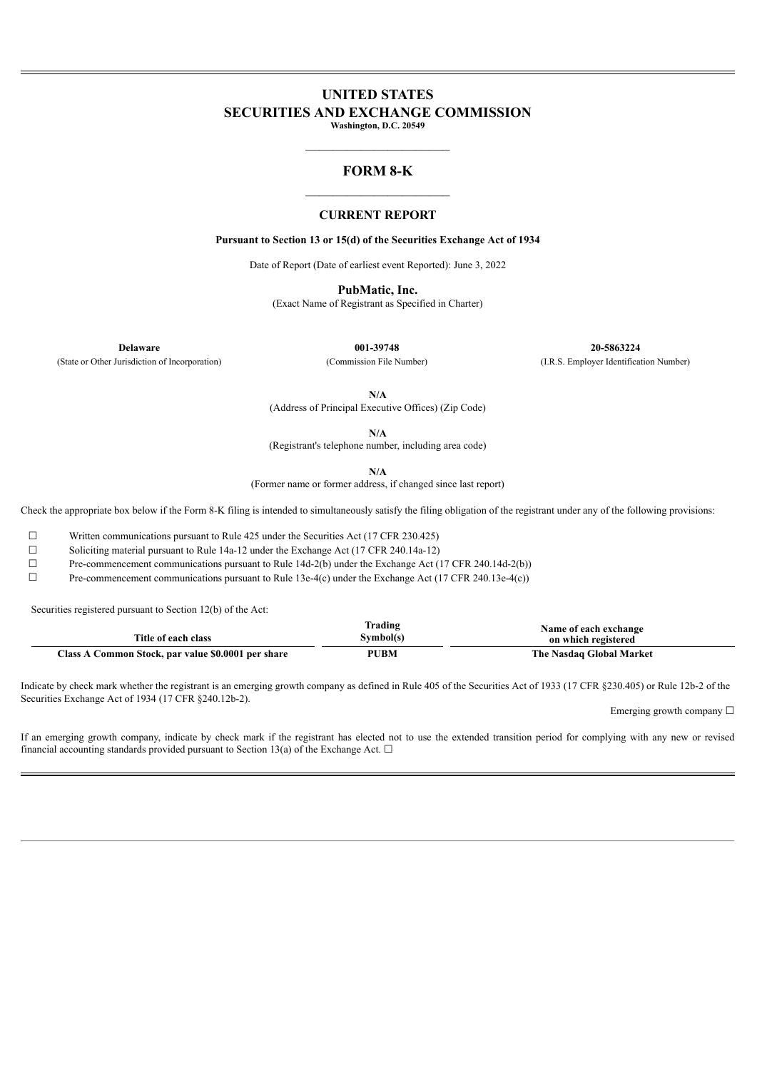# UNITED STATES
# SECURITIES AND EXCHANGE COMMISSION

**Washington, D.C. 20549**

---

## FORM 8-K

---

### CURRENT REPORT

**Pursuant to Section 13 or 15(d) of the Securities Exchange Act of 1934**

Date of Report (Date of earliest event Reported): June 3, 2022

**PubMatic, Inc.**
(Exact Name of Registrant as Specified in Charter)

| **Delaware** | **001-39748** | **20-5863224** |
|---|---|---|
| (State or Other Jurisdiction of Incorporation) | (Commission File Number) | (I.R.S. Employer Identification Number) |

**N/A**
(Address of Principal Executive Offices) (Zip Code)

**N/A**
(Registrant's telephone number, including area code)

**N/A**
(Former name or former address, if changed since last report)

Check the appropriate box below if the Form 8-K filing is intended to simultaneously satisfy the filing obligation of the registrant under any of the following provisions:

☐ Written communications pursuant to Rule 425 under the Securities Act (17 CFR 230.425)

☐ Soliciting material pursuant to Rule 14a-12 under the Exchange Act (17 CFR 240.14a-12)

☐ Pre-commencement communications pursuant to Rule 14d-2(b) under the Exchange Act (17 CFR 240.14d-2(b))

☐ Pre-commencement communications pursuant to Rule 13e-4(c) under the Exchange Act (17 CFR 240.13e-4(c))

Securities registered pursuant to Section 12(b) of the Act:

| Title of each class | Trading Symbol(s) | Name of each exchange on which registered |
|---|---|---|
| **Class A Common Stock, par value $0.0001 per share** | **PUBM** | **The Nasdaq Global Market** |

Indicate by check mark whether the registrant is an emerging growth company as defined in Rule 405 of the Securities Act of 1933 (17 CFR §230.405) or Rule 12b-2 of the Securities Exchange Act of 1934 (17 CFR §240.12b-2).

Emerging growth company ☐

If an emerging growth company, indicate by check mark if the registrant has elected not to use the extended transition period for complying with any new or revised financial accounting standards provided pursuant to Section 13(a) of the Exchange Act. ☐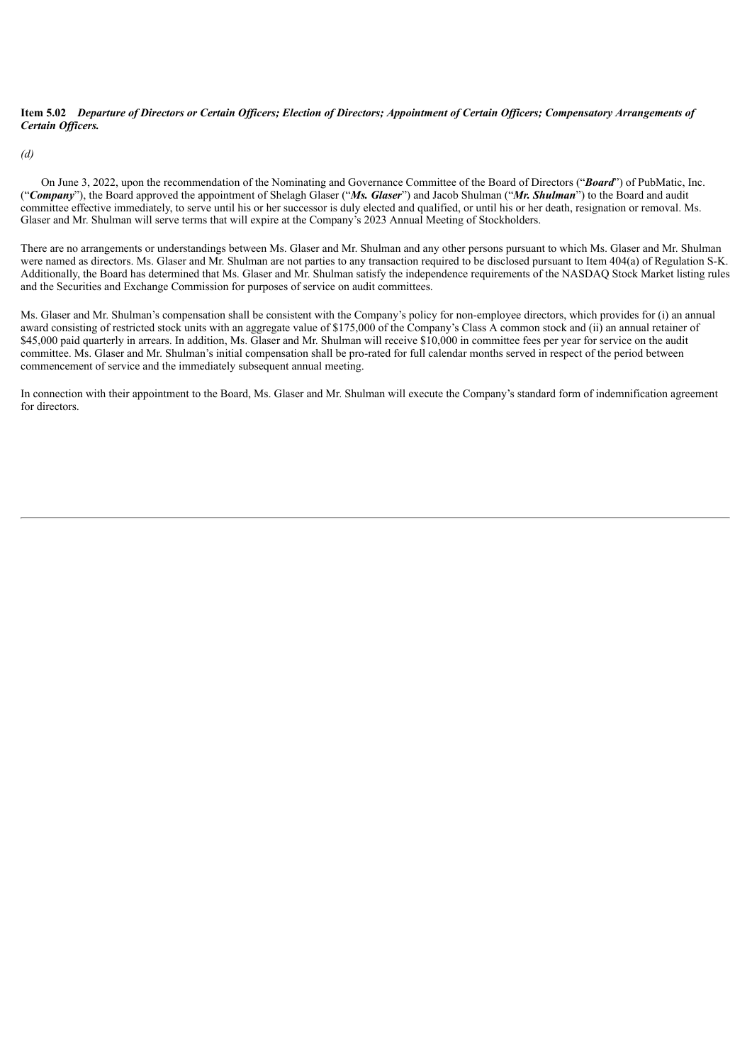**Item 5.02** ***Departure of Directors or Certain Officers; Election of Directors; Appointment of Certain Officers; Compensatory Arrangements of Certain Officers.***

*(d)*

On June 3, 2022, upon the recommendation of the Nominating and Governance Committee of the Board of Directors ("***Board***") of PubMatic, Inc. ("***Company***"), the Board approved the appointment of Shelagh Glaser ("***Ms. Glaser***") and Jacob Shulman ("***Mr. Shulman***") to the Board and audit committee effective immediately, to serve until his or her successor is duly elected and qualified, or until his or her death, resignation or removal. Ms. Glaser and Mr. Shulman will serve terms that will expire at the Company's 2023 Annual Meeting of Stockholders.

There are no arrangements or understandings between Ms. Glaser and Mr. Shulman and any other persons pursuant to which Ms. Glaser and Mr. Shulman were named as directors. Ms. Glaser and Mr. Shulman are not parties to any transaction required to be disclosed pursuant to Item 404(a) of Regulation S-K. Additionally, the Board has determined that Ms. Glaser and Mr. Shulman satisfy the independence requirements of the NASDAQ Stock Market listing rules and the Securities and Exchange Commission for purposes of service on audit committees.

Ms. Glaser and Mr. Shulman's compensation shall be consistent with the Company's policy for non-employee directors, which provides for (i) an annual award consisting of restricted stock units with an aggregate value of $175,000 of the Company's Class A common stock and (ii) an annual retainer of $45,000 paid quarterly in arrears. In addition, Ms. Glaser and Mr. Shulman will receive $10,000 in committee fees per year for service on the audit committee. Ms. Glaser and Mr. Shulman's initial compensation shall be pro-rated for full calendar months served in respect of the period between commencement of service and the immediately subsequent annual meeting.

In connection with their appointment to the Board, Ms. Glaser and Mr. Shulman will execute the Company's standard form of indemnification agreement for directors.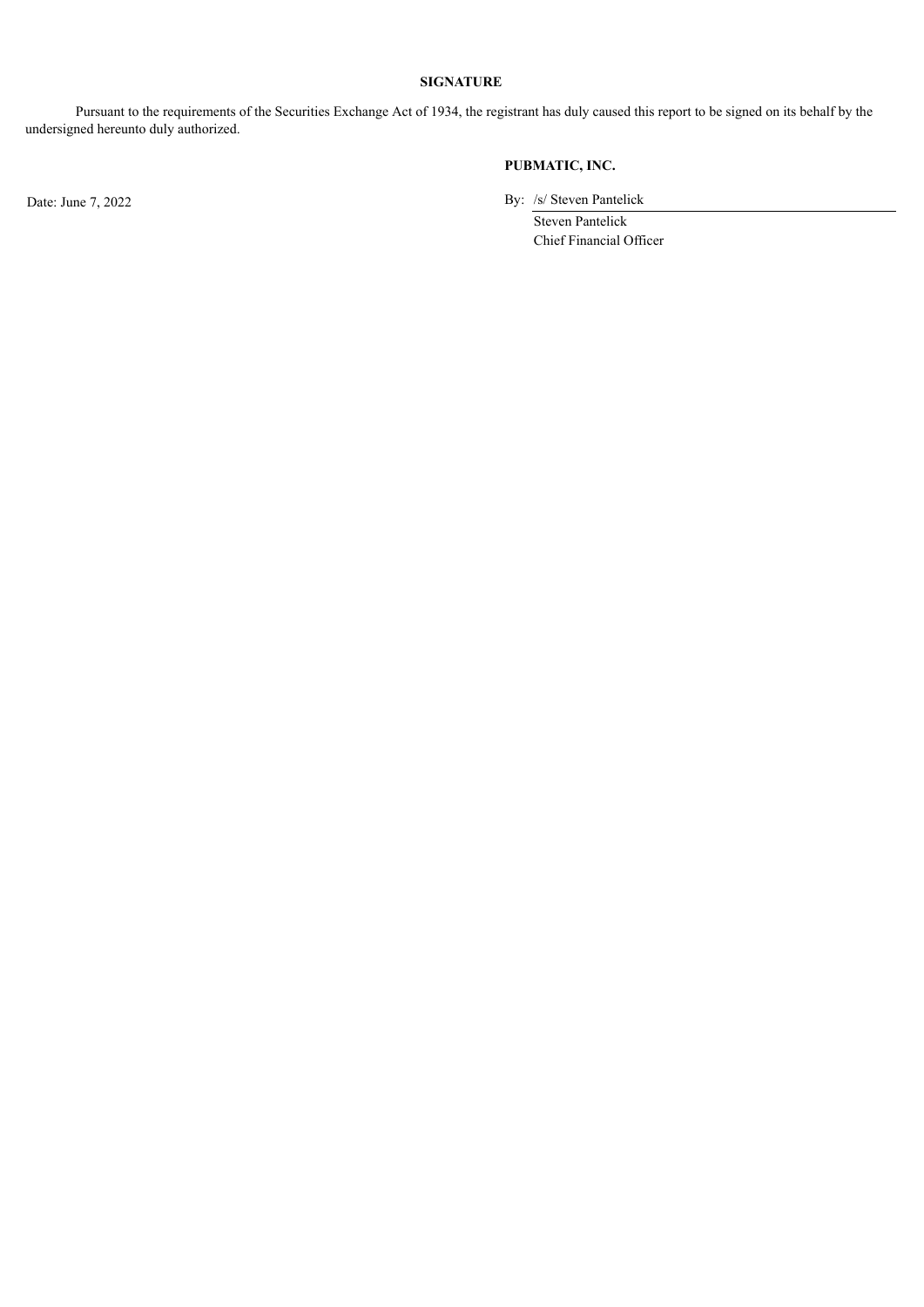**SIGNATURE**

Pursuant to the requirements of the Securities Exchange Act of 1934, the registrant has duly caused this report to be signed on its behalf by the undersigned hereunto duly authorized.

**PUBMATIC, INC.**

Date: June 7, 2022

By: /s/ Steven Pantelick

Steven Pantelick
Chief Financial Officer